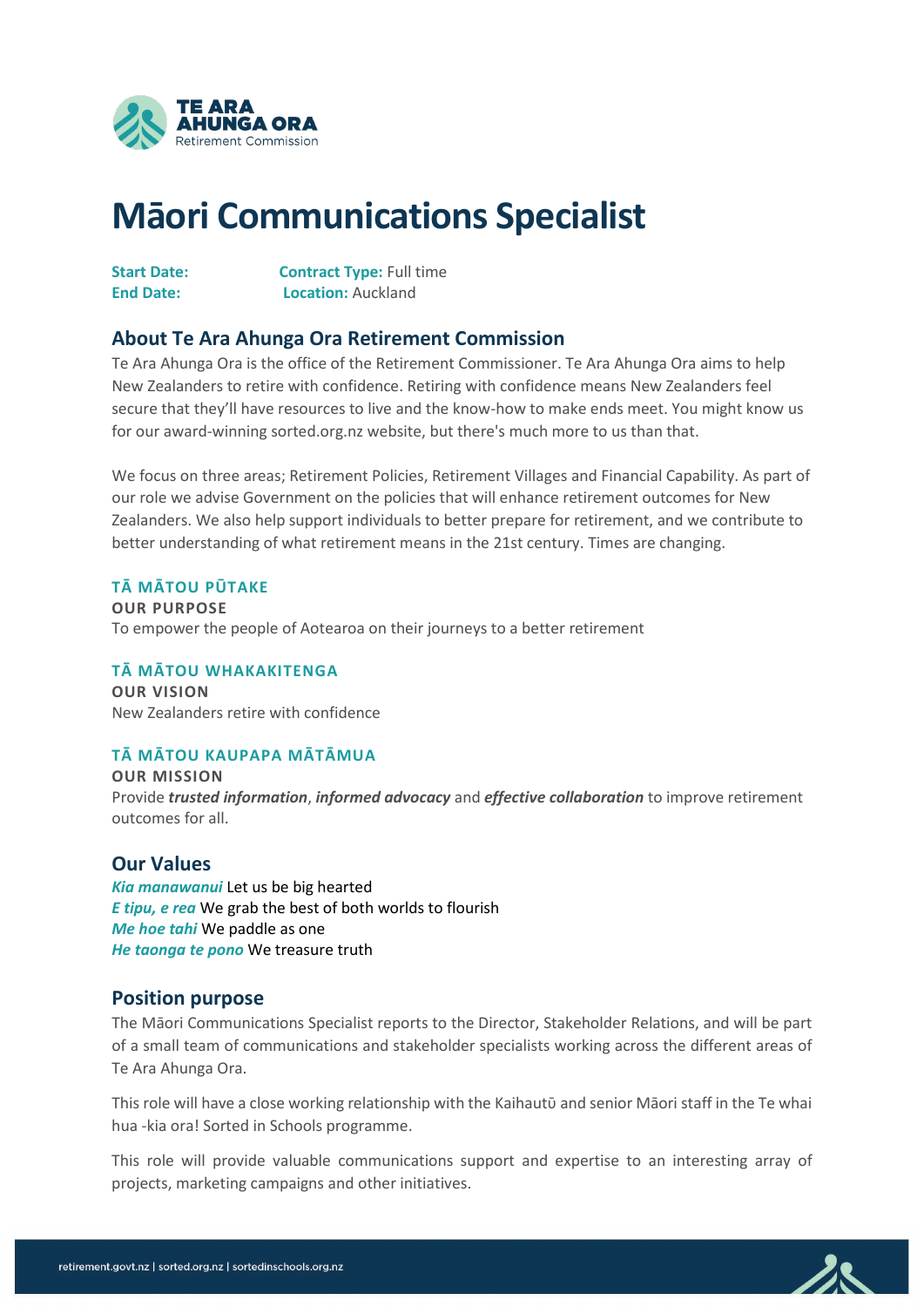TE ARA AHUNGA ORA
Retirement Commission

# Māori Communications Specialist

**Start Date:** **Contract Type:** Full time
**End Date:** **Location:** Auckland

## About Te Ara Ahunga Ora Retirement Commission

Te Ara Ahunga Ora is the office of the Retirement Commissioner. Te Ara Ahunga Ora aims to help New Zealanders to retire with confidence. Retiring with confidence means New Zealanders feel secure that they'll have resources to live and the know-how to make ends meet. You might know us for our award-winning sorted.org.nz website, but there's much more to us than that.

We focus on three areas; Retirement Policies, Retirement Villages and Financial Capability. As part of our role we advise Government on the policies that will enhance retirement outcomes for New Zealanders. We also help support individuals to better prepare for retirement, and we contribute to better understanding of what retirement means in the 21st century. Times are changing.

**TĀ MĀTOU PŪTAKE**
**OUR PURPOSE**
To empower the people of Aotearoa on their journeys to a better retirement

**TĀ MĀTOU WHAKAKITENGA**
**OUR VISION**
New Zealanders retire with confidence

**TĀ MĀTOU KAUPAPA MĀTĀMUA**
**OUR MISSION**
Provide ***trusted information***, ***informed advocacy*** and ***effective collaboration*** to improve retirement outcomes for all.

## Our Values

***Kia manawanui*** Let us be big hearted
***E tipu, e rea*** We grab the best of both worlds to flourish
***Me hoe tahi*** We paddle as one
***He taonga te pono*** We treasure truth

## Position purpose

The Māori Communications Specialist reports to the Director, Stakeholder Relations, and will be part of a small team of communications and stakeholder specialists working across the different areas of Te Ara Ahunga Ora.

This role will have a close working relationship with the Kaihautū and senior Māori staff in the Te whai hua -kia ora! Sorted in Schools programme.

This role will provide valuable communications support and expertise to an interesting array of projects, marketing campaigns and other initiatives.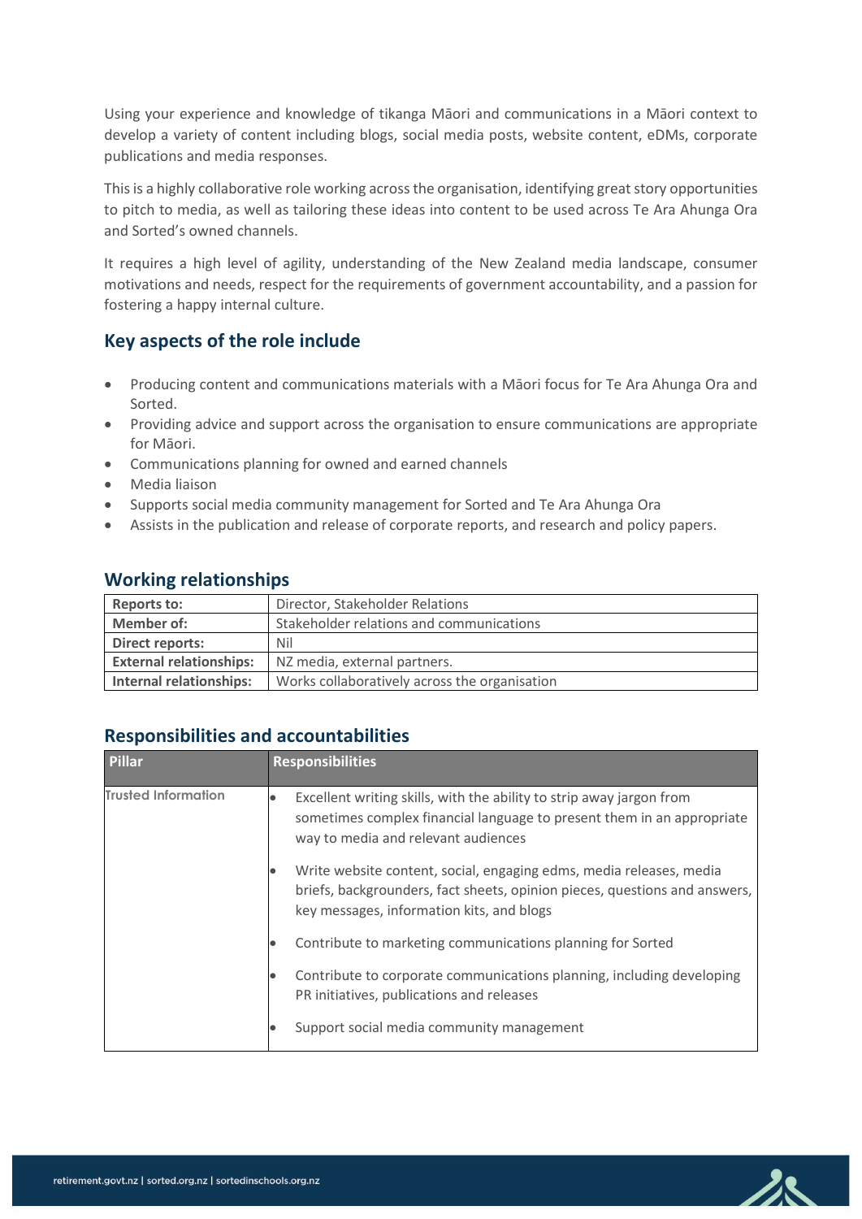Using your experience and knowledge of tikanga Māori and communications in a Māori context to develop a variety of content including blogs, social media posts, website content, eDMs, corporate publications and media responses.

This is a highly collaborative role working across the organisation, identifying great story opportunities to pitch to media, as well as tailoring these ideas into content to be used across Te Ara Ahunga Ora and Sorted's owned channels.

It requires a high level of agility, understanding of the New Zealand media landscape, consumer motivations and needs, respect for the requirements of government accountability, and a passion for fostering a happy internal culture.

## Key aspects of the role include

- Producing content and communications materials with a Māori focus for Te Ara Ahunga Ora and Sorted.
- Providing advice and support across the organisation to ensure communications are appropriate for Māori.
- Communications planning for owned and earned channels
- Media liaison
- Supports social media community management for Sorted and Te Ara Ahunga Ora
- Assists in the publication and release of corporate reports, and research and policy papers.

## Working relationships

| | |
|---|---|
| **Reports to:** | Director, Stakeholder Relations |
| **Member of:** | Stakeholder relations and communications |
| **Direct reports:** | Nil |
| **External relationships:** | NZ media, external partners. |
| **Internal relationships:** | Works collaboratively across the organisation |

## Responsibilities and accountabilities

| Pillar | Responsibilities |
|---|---|
| Trusted Information | • Excellent writing skills, with the ability to strip away jargon from sometimes complex financial language to present them in an appropriate way to media and relevant audiences<br>• Write website content, social, engaging edms, media releases, media briefs, backgrounders, fact sheets, opinion pieces, questions and answers, key messages, information kits, and blogs<br>• Contribute to marketing communications planning for Sorted<br>• Contribute to corporate communications planning, including developing PR initiatives, publications and releases<br>• Support social media community management |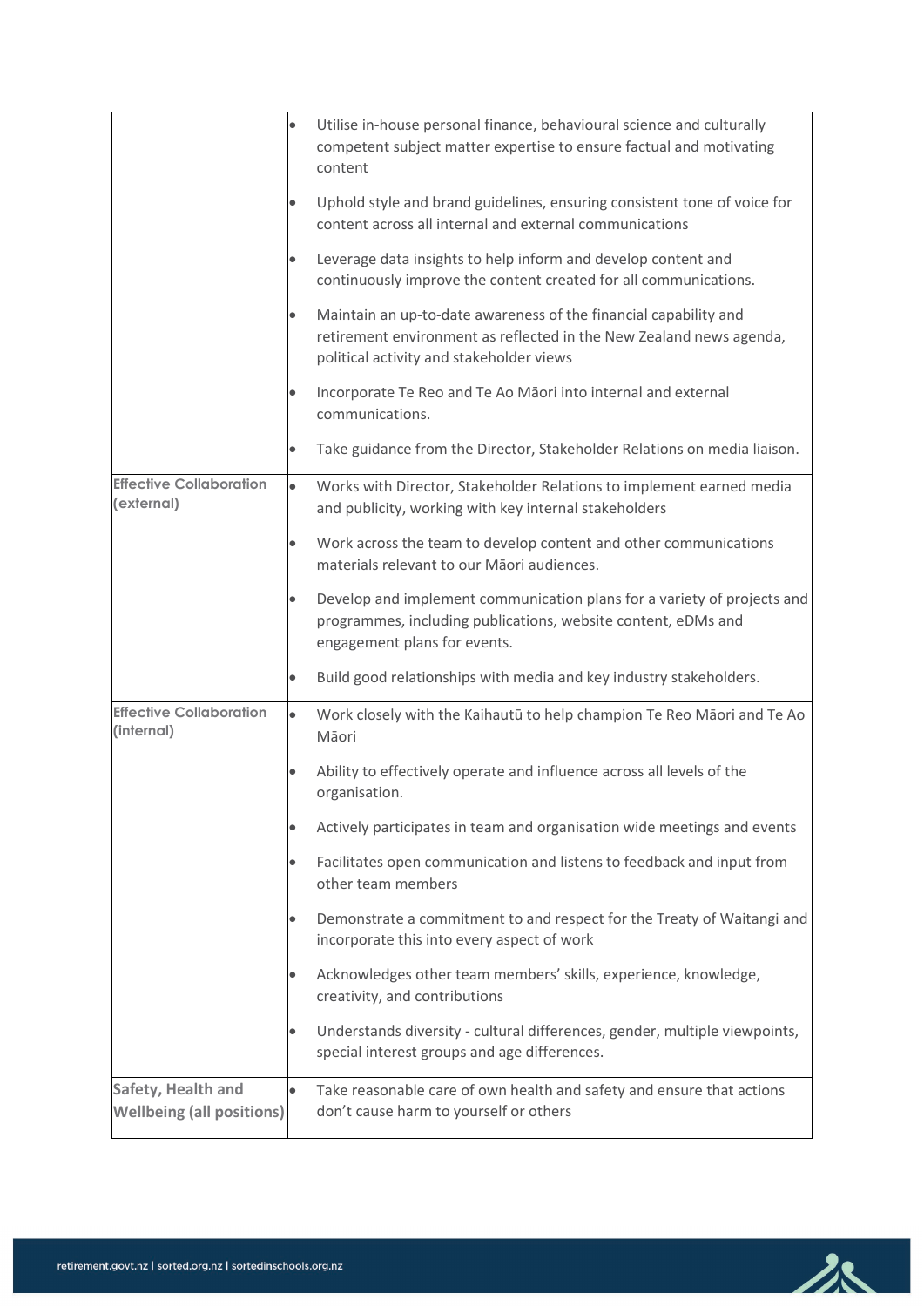| | |
|---|---|
| | • Utilise in-house personal finance, behavioural science and culturally competent subject matter expertise to ensure factual and motivating content<br>• Uphold style and brand guidelines, ensuring consistent tone of voice for content across all internal and external communications<br>• Leverage data insights to help inform and develop content and continuously improve the content created for all communications.<br>• Maintain an up-to-date awareness of the financial capability and retirement environment as reflected in the New Zealand news agenda, political activity and stakeholder views<br>• Incorporate Te Reo and Te Ao Māori into internal and external communications.<br>• Take guidance from the Director, Stakeholder Relations on media liaison. |
| **Effective Collaboration (external)** | • Works with Director, Stakeholder Relations to implement earned media and publicity, working with key internal stakeholders<br>• Work across the team to develop content and other communications materials relevant to our Māori audiences.<br>• Develop and implement communication plans for a variety of projects and programmes, including publications, website content, eDMs and engagement plans for events.<br>• Build good relationships with media and key industry stakeholders. |
| **Effective Collaboration (internal)** | • Work closely with the Kaihautū to help champion Te Reo Māori and Te Ao Māori<br>• Ability to effectively operate and influence across all levels of the organisation.<br>• Actively participates in team and organisation wide meetings and events<br>• Facilitates open communication and listens to feedback and input from other team members<br>• Demonstrate a commitment to and respect for the Treaty of Waitangi and incorporate this into every aspect of work<br>• Acknowledges other team members' skills, experience, knowledge, creativity, and contributions<br>• Understands diversity - cultural differences, gender, multiple viewpoints, special interest groups and age differences. |
| **Safety, Health and Wellbeing (all positions)** | • Take reasonable care of own health and safety and ensure that actions don't cause harm to yourself or others |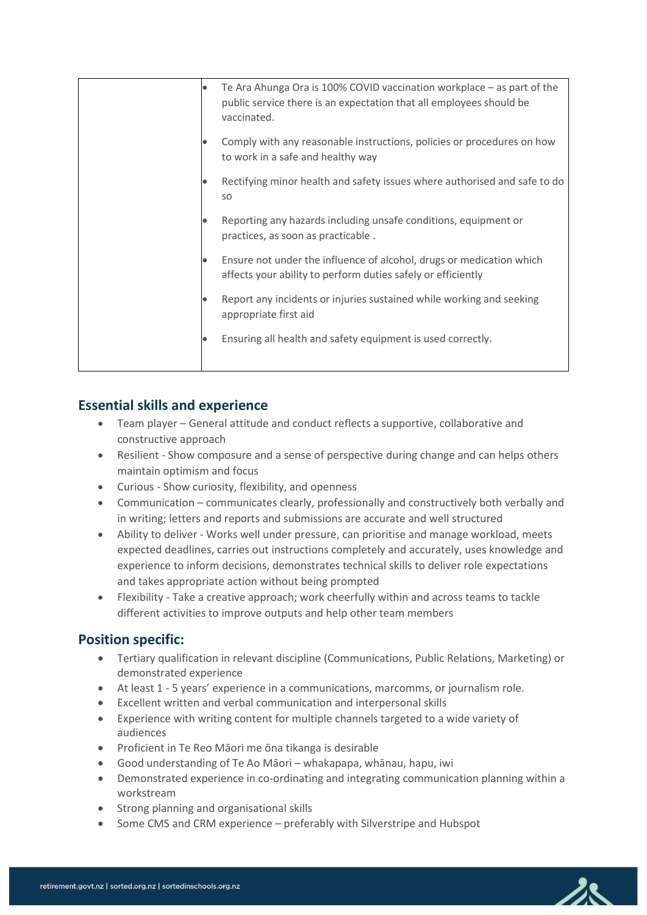| | |
|---|---|
| | • Te Ara Ahunga Ora is 100% COVID vaccination workplace – as part of the public service there is an expectation that all employees should be vaccinated.<br>• Comply with any reasonable instructions, policies or procedures on how to work in a safe and healthy way<br>• Rectifying minor health and safety issues where authorised and safe to do so<br>• Reporting any hazards including unsafe conditions, equipment or practices, as soon as practicable .<br>• Ensure not under the influence of alcohol, drugs or medication which affects your ability to perform duties safely or efficiently<br>• Report any incidents or injuries sustained while working and seeking appropriate first aid<br>• Ensuring all health and safety equipment is used correctly. |

## Essential skills and experience

- Team player – General attitude and conduct reflects a supportive, collaborative and constructive approach
- Resilient - Show composure and a sense of perspective during change and can helps others maintain optimism and focus
- Curious - Show curiosity, flexibility, and openness
- Communication – communicates clearly, professionally and constructively both verbally and in writing; letters and reports and submissions are accurate and well structured
- Ability to deliver - Works well under pressure, can prioritise and manage workload, meets expected deadlines, carries out instructions completely and accurately, uses knowledge and experience to inform decisions, demonstrates technical skills to deliver role expectations and takes appropriate action without being prompted
- Flexibility - Take a creative approach; work cheerfully within and across teams to tackle different activities to improve outputs and help other team members

## Position specific:

- Tertiary qualification in relevant discipline (Communications, Public Relations, Marketing) or demonstrated experience
- At least 1 - 5 years' experience in a communications, marcomms, or journalism role.
- Excellent written and verbal communication and interpersonal skills
- Experience with writing content for multiple channels targeted to a wide variety of audiences
- Proficient in Te Reo Māori me ōna tikanga is desirable
- Good understanding of Te Ao Māori – whakapapa, whānau, hapu, iwi
- Demonstrated experience in co-ordinating and integrating communication planning within a workstream
- Strong planning and organisational skills
- Some CMS and CRM experience – preferably with Silverstripe and Hubspot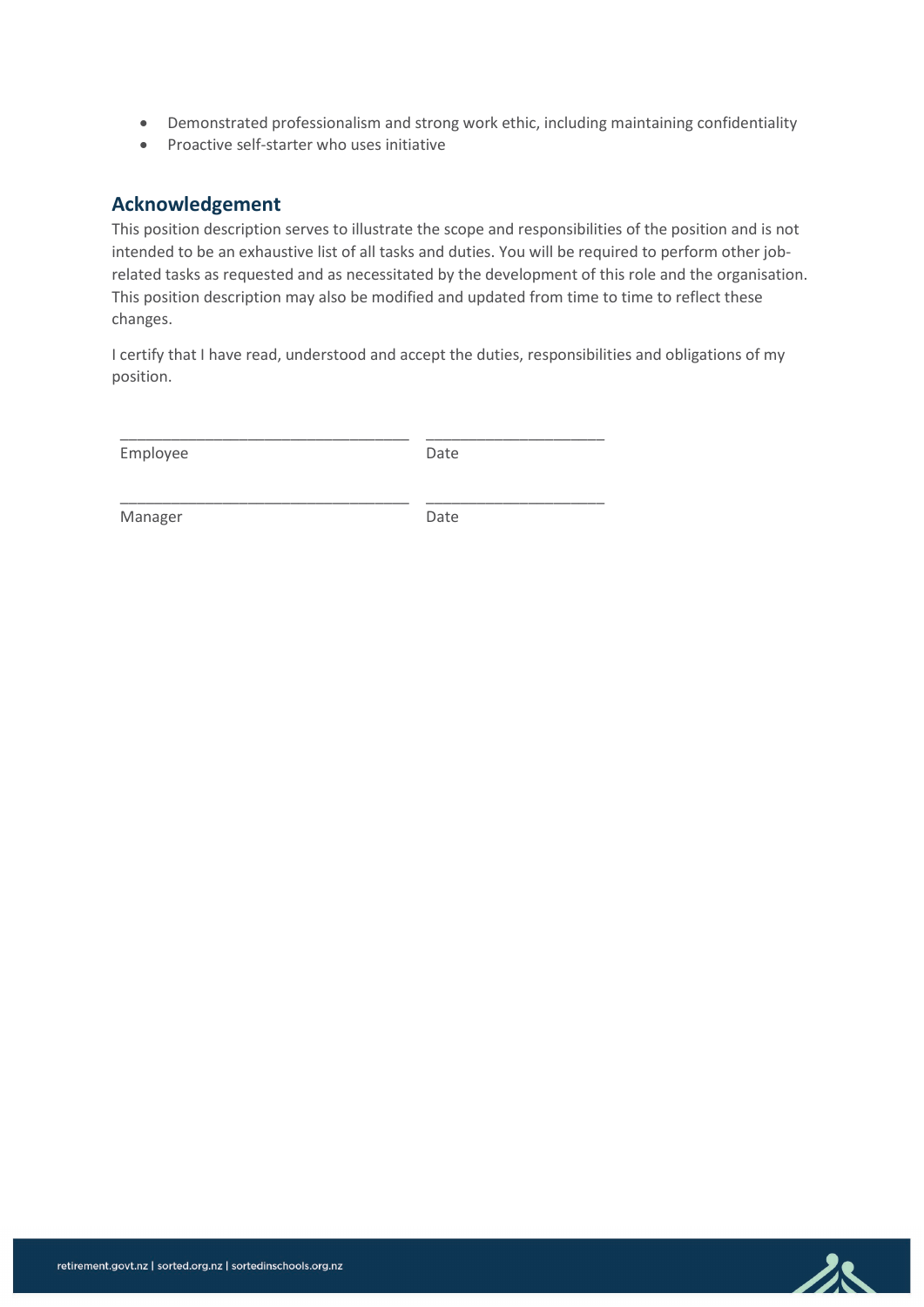- Demonstrated professionalism and strong work ethic, including maintaining confidentiality
- Proactive self-starter who uses initiative

## Acknowledgement

This position description serves to illustrate the scope and responsibilities of the position and is not intended to be an exhaustive list of all tasks and duties. You will be required to perform other job-related tasks as requested and as necessitated by the development of this role and the organisation. This position description may also be modified and updated from time to time to reflect these changes.

I certify that I have read, understood and accept the duties, responsibilities and obligations of my position.

___________________________________ ______________________
Employee Date

___________________________________ ______________________
Manager Date